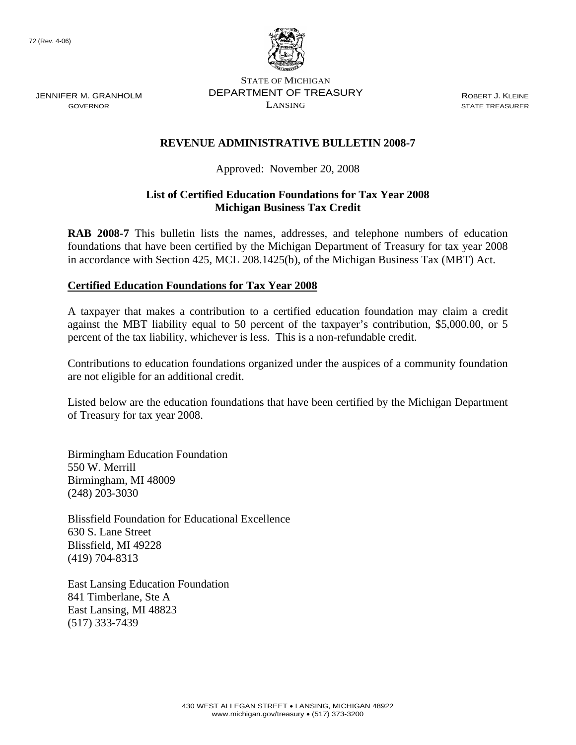72 (Rev. 4-06)

STATE OF MICHIGAN
DEPARTMENT OF TREASURY
LANSING

JENNIFER M. GRANHOLM
GOVERNOR

ROBERT J. KLEINE
STATE TREASURER

## REVENUE ADMINISTRATIVE BULLETIN 2008-7

Approved: November 20, 2008

### List of Certified Education Foundations for Tax Year 2008
### Michigan Business Tax Credit

**RAB 2008-7** This bulletin lists the names, addresses, and telephone numbers of education foundations that have been certified by the Michigan Department of Treasury for tax year 2008 in accordance with Section 425, MCL 208.1425(b), of the Michigan Business Tax (MBT) Act.

**Certified Education Foundations for Tax Year 2008**

A taxpayer that makes a contribution to a certified education foundation may claim a credit against the MBT liability equal to 50 percent of the taxpayer's contribution, $5,000.00, or 5 percent of the tax liability, whichever is less. This is a non-refundable credit.

Contributions to education foundations organized under the auspices of a community foundation are not eligible for an additional credit.

Listed below are the education foundations that have been certified by the Michigan Department of Treasury for tax year 2008.

Birmingham Education Foundation
550 W. Merrill
Birmingham, MI 48009
(248) 203-3030

Blissfield Foundation for Educational Excellence
630 S. Lane Street
Blissfield, MI 49228
(419) 704-8313

East Lansing Education Foundation
841 Timberlane, Ste A
East Lansing, MI 48823
(517) 333-7439

430 WEST ALLEGAN STREET • LANSING, MICHIGAN 48922
www.michigan.gov/treasury • (517) 373-3200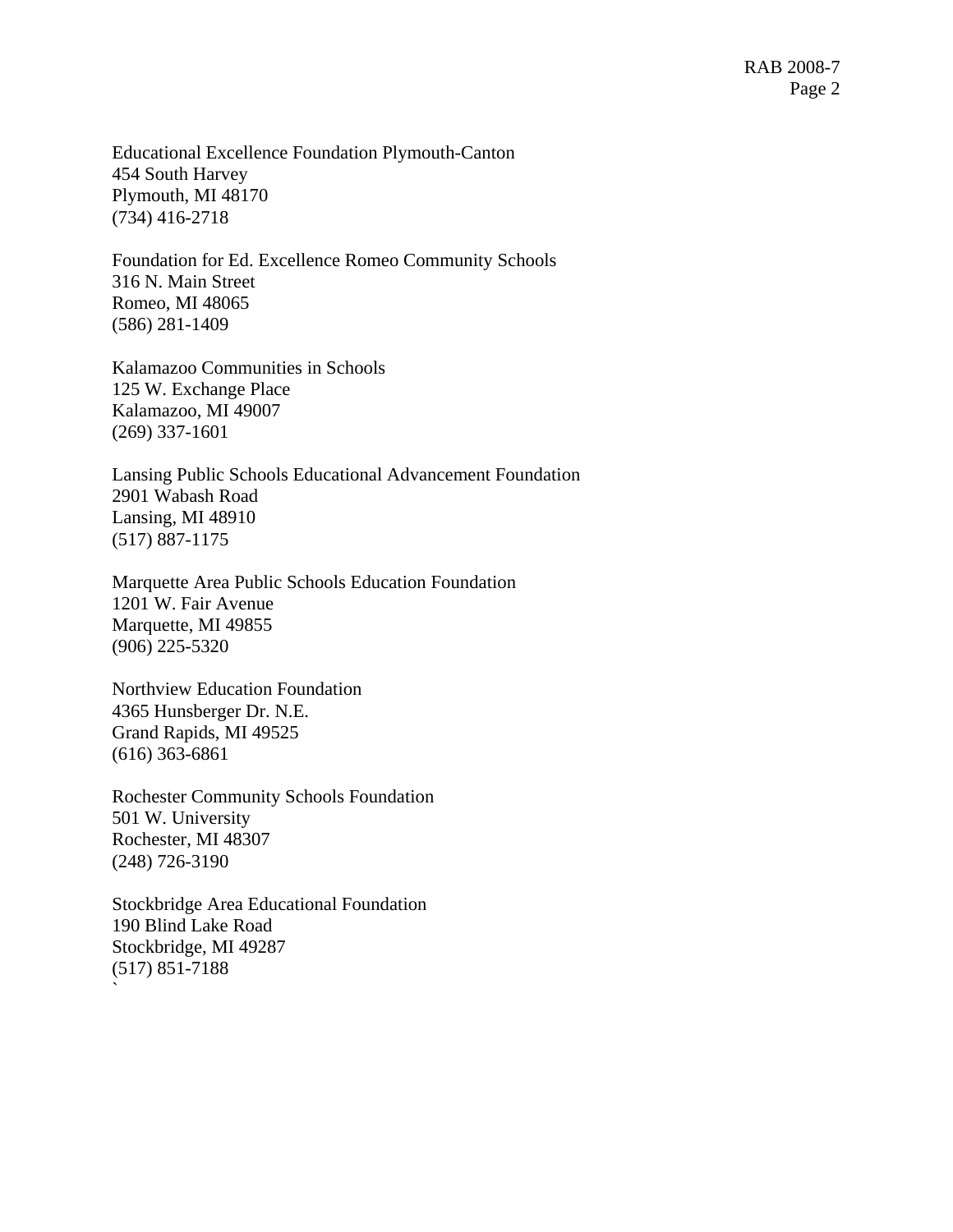Educational Excellence Foundation Plymouth-Canton
454 South Harvey
Plymouth, MI 48170
(734) 416-2718

Foundation for Ed. Excellence Romeo Community Schools
316 N. Main Street
Romeo, MI 48065
(586) 281-1409

Kalamazoo Communities in Schools
125 W. Exchange Place
Kalamazoo, MI 49007
(269) 337-1601

Lansing Public Schools Educational Advancement Foundation
2901 Wabash Road
Lansing, MI 48910
(517) 887-1175

Marquette Area Public Schools Education Foundation
1201 W. Fair Avenue
Marquette, MI 49855
(906) 225-5320

Northview Education Foundation
4365 Hunsberger Dr. N.E.
Grand Rapids, MI 49525
(616) 363-6861

Rochester Community Schools Foundation
501 W. University
Rochester, MI 48307
(248) 726-3190

Stockbridge Area Educational Foundation
190 Blind Lake Road
Stockbridge, MI 49287
(517) 851-7188
`